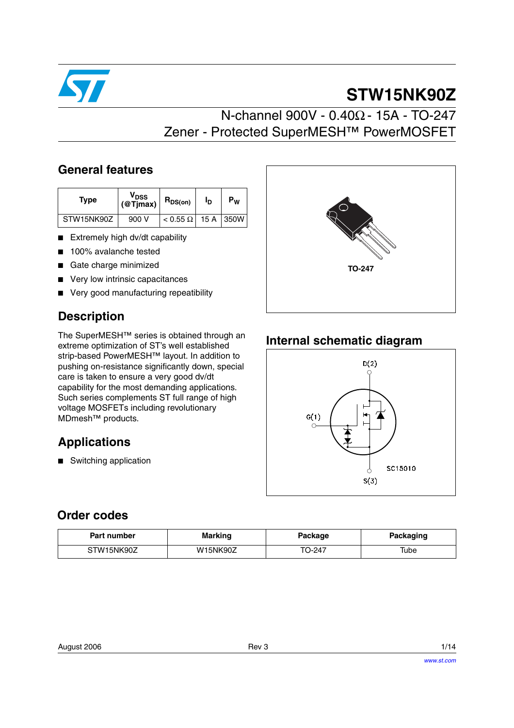# STW15NK90Z

## N-channel 900V - 0.40Ω - 15A - TO-247
## Zener - Protected SuperMESH™ PowerMOSFET

## General features

| Type | $V_{DSS}$ (@Tjmax) | $R_{DS(on)}$ | $I_D$ | $P_W$ |
|---|---|---|---|---|
| STW15NK90Z | 900 V | < 0.55 Ω | 15 A | 350W |

- Extremely high dv/dt capability
- 100% avalanche tested
- Gate charge minimized
- Very low intrinsic capacitances
- Very good manufacturing repeatibility

TO-247

## Description

The SuperMESH™ series is obtained through an extreme optimization of ST's well established strip-based PowerMESH™ layout. In addition to pushing on-resistance significantly down, special care is taken to ensure a very good dv/dt capability for the most demanding applications. Such series complements ST full range of high voltage MOSFETs including revolutionary MDmesh™ products.

## Internal schematic diagram

D(2)

G(1)

S(3)

SC15010

## Applications

- Switching application

## Order codes

| Part number | Marking | Package | Packaging |
|---|---|---|---|
| STW15NK90Z | W15NK90Z | TO-247 | Tube |

August 2006 Rev 3

www.st.com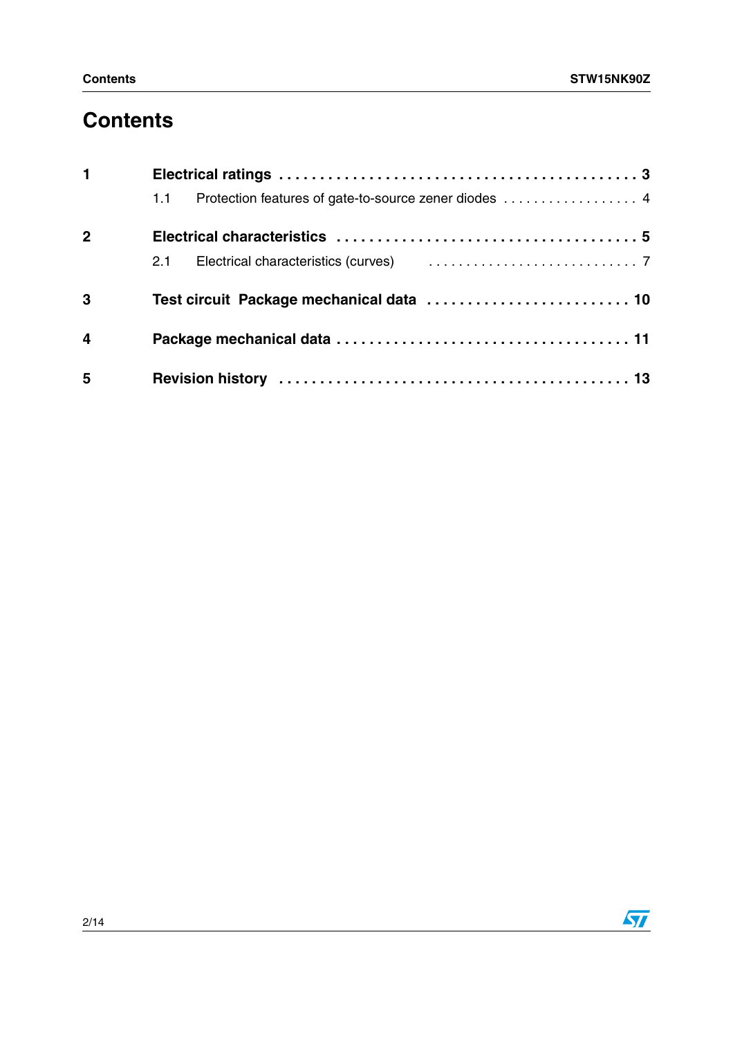# Contents

1 **Electrical ratings** . . . . . . . . . . . . . . . . . . . . . . . . . . . . . . . . . . . . . . . . . . . . 3

  1.1 Protection features of gate-to-source zener diodes . . . . . . . . . . . . . . . . . . 4

2 **Electrical characteristics** . . . . . . . . . . . . . . . . . . . . . . . . . . . . . . . . . . . . 5

  2.1 Electrical characteristics (curves) . . . . . . . . . . . . . . . . . . . . . . . . . . . . 7

3 **Test circuit  Package mechanical data** . . . . . . . . . . . . . . . . . . . . . . . . . 10

4 **Package mechanical data** . . . . . . . . . . . . . . . . . . . . . . . . . . . . . . . . . . . 11

5 **Revision history** . . . . . . . . . . . . . . . . . . . . . . . . . . . . . . . . . . . . . . . . . 13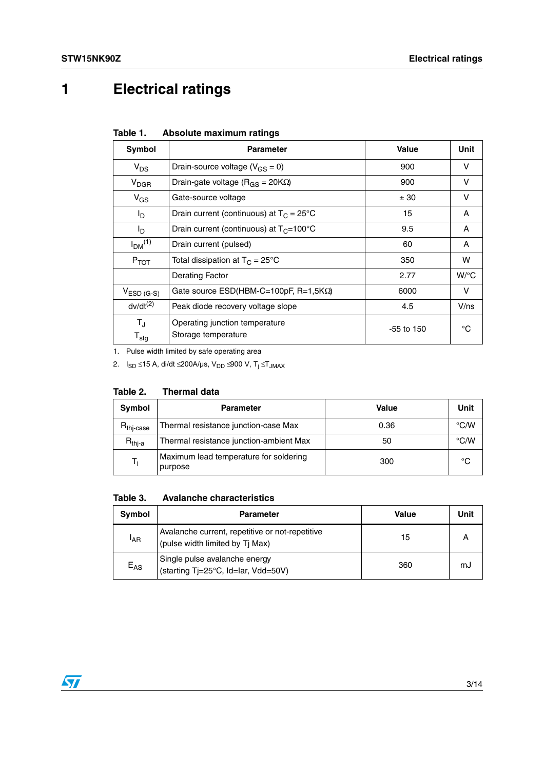# 1 Electrical ratings

**Table 1. Absolute maximum ratings**

| Symbol | Parameter | Value | Unit |
|---|---|---|---|
| $V_{DS}$ | Drain-source voltage ($V_{GS}$ = 0) | 900 | V |
| $V_{DGR}$ | Drain-gate voltage ($R_{GS}$ = 20KΩ) | 900 | V |
| $V_{GS}$ | Gate-source voltage | ± 30 | V |
| $I_D$ | Drain current (continuous) at $T_C$ = 25°C | 15 | A |
| $I_D$ | Drain current (continuous) at $T_C$=100°C | 9.5 | A |
| $I_{DM}$ (1) | Drain current (pulsed) | 60 | A |
| $P_{TOT}$ | Total dissipation at $T_C$ = 25°C | 350 | W |
| | Derating Factor | 2.77 | W/°C |
| $V_{ESD\ (G-S)}$ | Gate source ESD(HBM-C=100pF, R=1,5KΩ) | 6000 | V |
| dv/dt (2) | Peak diode recovery voltage slope | 4.5 | V/ns |
| $T_J$ <br> $T_{stg}$ | Operating junction temperature <br> Storage temperature | -55 to 150 | °C |

1. Pulse width limited by safe operating area
2. $I_{SD}$ ≤15 A, di/dt ≤200A/µs, $V_{DD}$ ≤900 V, $T_j \leq T_{JMAX}$

**Table 2. Thermal data**

| Symbol | Parameter | Value | Unit |
|---|---|---|---|
| $R_{thj-case}$ | Thermal resistance junction-case Max | 0.36 | °C/W |
| $R_{thj-a}$ | Thermal resistance junction-ambient Max | 50 | °C/W |
| $T_l$ | Maximum lead temperature for soldering purpose | 300 | °C |

**Table 3. Avalanche characteristics**

| Symbol | Parameter | Value | Unit |
|---|---|---|---|
| $I_{AR}$ | Avalanche current, repetitive or not-repetitive (pulse width limited by Tj Max) | 15 | A |
| $E_{AS}$ | Single pulse avalanche energy (starting Tj=25°C, Id=Iar, Vdd=50V) | 360 | mJ |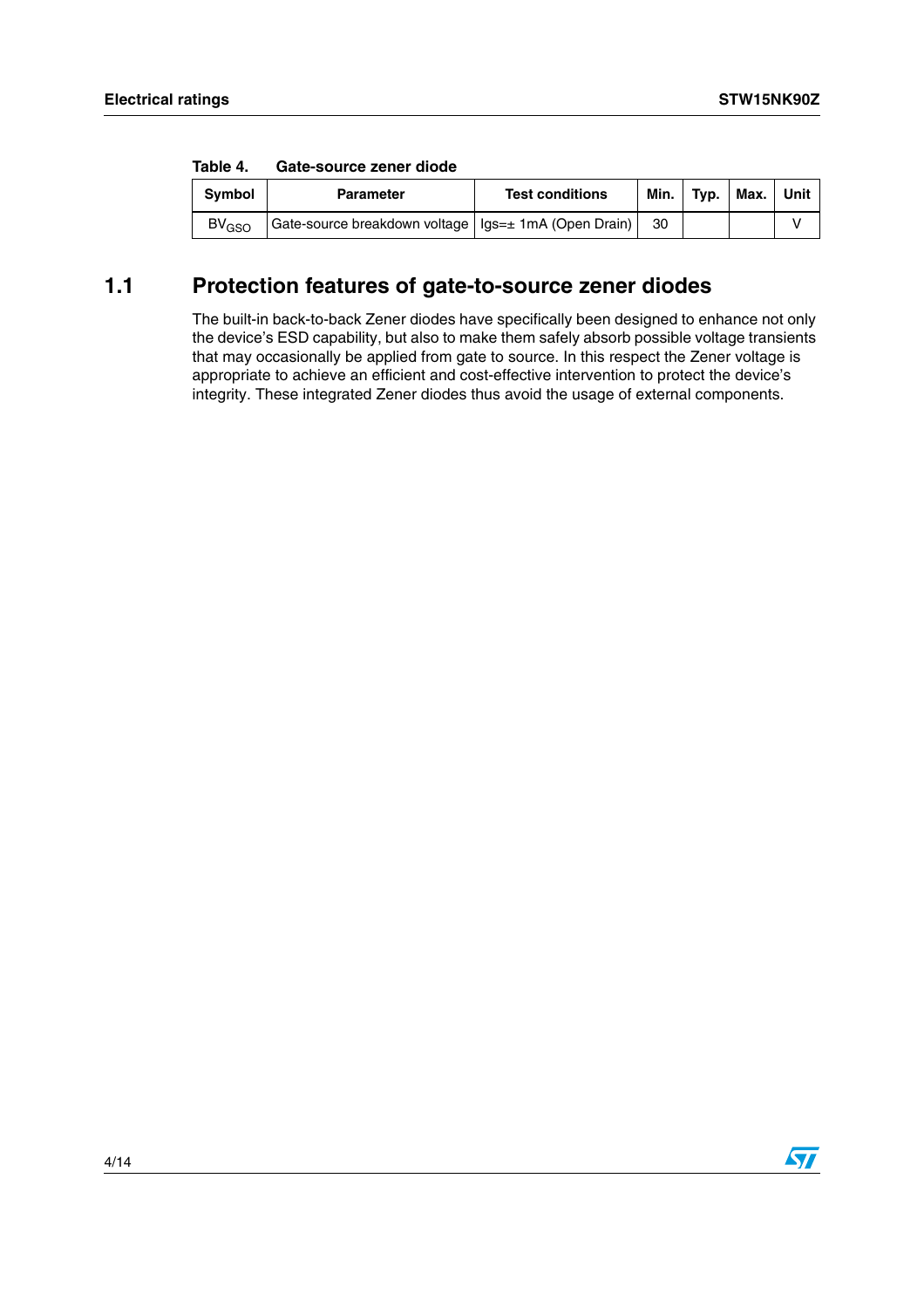Table 4. Gate-source zener diode

| Symbol | Parameter | Test conditions | Min. | Typ. | Max. | Unit |
|---|---|---|---|---|---|---|
| $BV_{GSO}$ | Gate-source breakdown voltage | Igs=± 1mA (Open Drain) | 30 | | | V |

## 1.1 Protection features of gate-to-source zener diodes

The built-in back-to-back Zener diodes have specifically been designed to enhance not only the device's ESD capability, but also to make them safely absorb possible voltage transients that may occasionally be applied from gate to source. In this respect the Zener voltage is appropriate to achieve an efficient and cost-effective intervention to protect the device's integrity. These integrated Zener diodes thus avoid the usage of external components.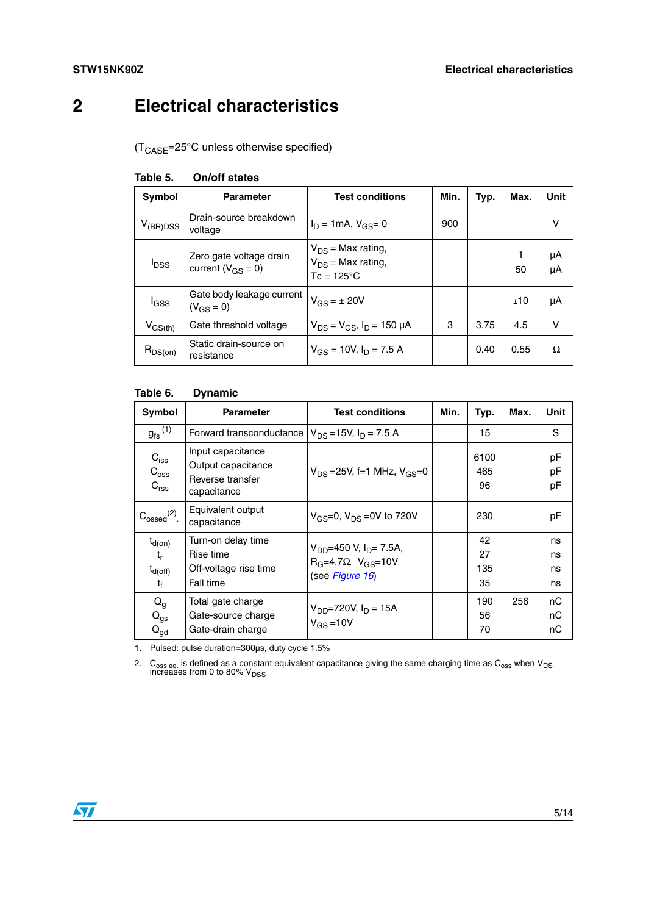# 2 Electrical characteristics

($T_{CASE}$=25°C unless otherwise specified)

**Table 5. On/off states**

| Symbol | Parameter | Test conditions | Min. | Typ. | Max. | Unit |
|---|---|---|---|---|---|---|
| $V_{(BR)DSS}$ | Drain-source breakdown voltage | $I_D$ = 1mA, $V_{GS}$= 0 | 900 | | | V |
| $I_{DSS}$ | Zero gate voltage drain current ($V_{GS}$ = 0) | $V_{DS}$ = Max rating,<br>$V_{DS}$ = Max rating, Tc = 125°C | | | 1<br>50 | µA<br>µA |
| $I_{GSS}$ | Gate body leakage current ($V_{GS}$ = 0) | $V_{GS}$ = ± 20V | | | ±10 | µA |
| $V_{GS(th)}$ | Gate threshold voltage | $V_{DS}$ = $V_{GS}$, $I_D$ = 150 µA | 3 | 3.75 | 4.5 | V |
| $R_{DS(on)}$ | Static drain-source on resistance | $V_{GS}$ = 10V, $I_D$ = 7.5 A | | 0.40 | 0.55 | Ω |

**Table 6. Dynamic**

| Symbol | Parameter | Test conditions | Min. | Typ. | Max. | Unit |
|---|---|---|---|---|---|---|
| $g_{fs}$ (1) | Forward transconductance | $V_{DS}$ =15V, $I_D$ = 7.5 A | | 15 | | S |
| $C_{iss}$<br>$C_{oss}$<br>$C_{rss}$ | Input capacitance<br>Output capacitance<br>Reverse transfer capacitance | $V_{DS}$ =25V, f=1 MHz, $V_{GS}$=0 | | 6100<br>465<br>96 | | pF<br>pF<br>pF |
| $C_{osseq}$ (2). | Equivalent output capacitance | $V_{GS}$=0, $V_{DS}$ =0V to 720V | | 230 | | pF |
| $t_{d(on)}$<br>$t_r$<br>$t_{d(off)}$<br>$t_f$ | Turn-on delay time<br>Rise time<br>Off-voltage rise time<br>Fall time | $V_{DD}$=450 V, $I_D$= 7.5A,<br>$R_G$=4.7Ω $V_{GS}$=10V<br>(see *Figure 16*) | | 42<br>27<br>135<br>35 | | ns<br>ns<br>ns<br>ns |
| $Q_g$<br>$Q_{gs}$<br>$Q_{gd}$ | Total gate charge<br>Gate-source charge<br>Gate-drain charge | $V_{DD}$=720V, $I_D$ = 15A<br>$V_{GS}$ =10V | | 190<br>56<br>70 | 256 | nC<br>nC<br>nC |

1. Pulsed: pulse duration=300µs, duty cycle 1.5%
2. $C_{oss\ eq.}$ is defined as a constant equivalent capacitance giving the same charging time as $C_{oss}$ when $V_{DS}$ increases from 0 to 80% $V_{DSS}$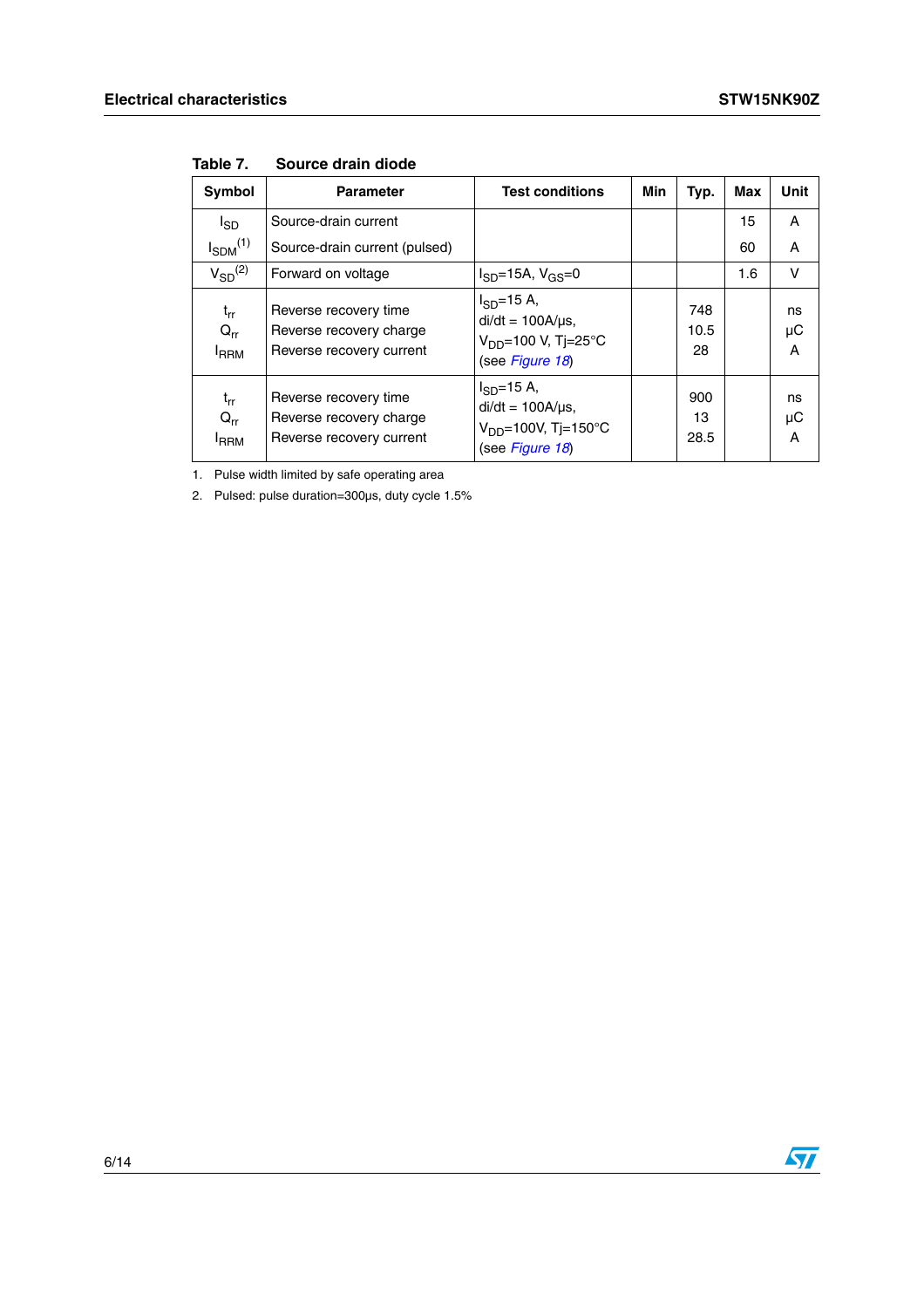**Table 7. Source drain diode**

| Symbol | Parameter | Test conditions | Min | Typ. | Max | Unit |
|---|---|---|---|---|---|---|
| $I_{SD}$<br>$I_{SDM}$ (1) | Source-drain current<br>Source-drain current (pulsed) | | | | 15<br>60 | A<br>A |
| $V_{SD}$ (2) | Forward on voltage | $I_{SD}$=15A, $V_{GS}$=0 | | | 1.6 | V |
| $t_{rr}$<br>$Q_{rr}$<br>$I_{RRM}$ | Reverse recovery time<br>Reverse recovery charge<br>Reverse recovery current | $I_{SD}$=15 A,<br>di/dt = 100A/µs,<br>$V_{DD}$=100 V, Tj=25°C<br>(see *Figure 18*) | | 748<br>10.5<br>28 | | ns<br>µC<br>A |
| $t_{rr}$<br>$Q_{rr}$<br>$I_{RRM}$ | Reverse recovery time<br>Reverse recovery charge<br>Reverse recovery current | $I_{SD}$=15 A,<br>di/dt = 100A/µs,<br>$V_{DD}$=100V, Tj=150°C<br>(see *Figure 18*) | | 900<br>13<br>28.5 | | ns<br>µC<br>A |

1. Pulse width limited by safe operating area
2. Pulsed: pulse duration=300µs, duty cycle 1.5%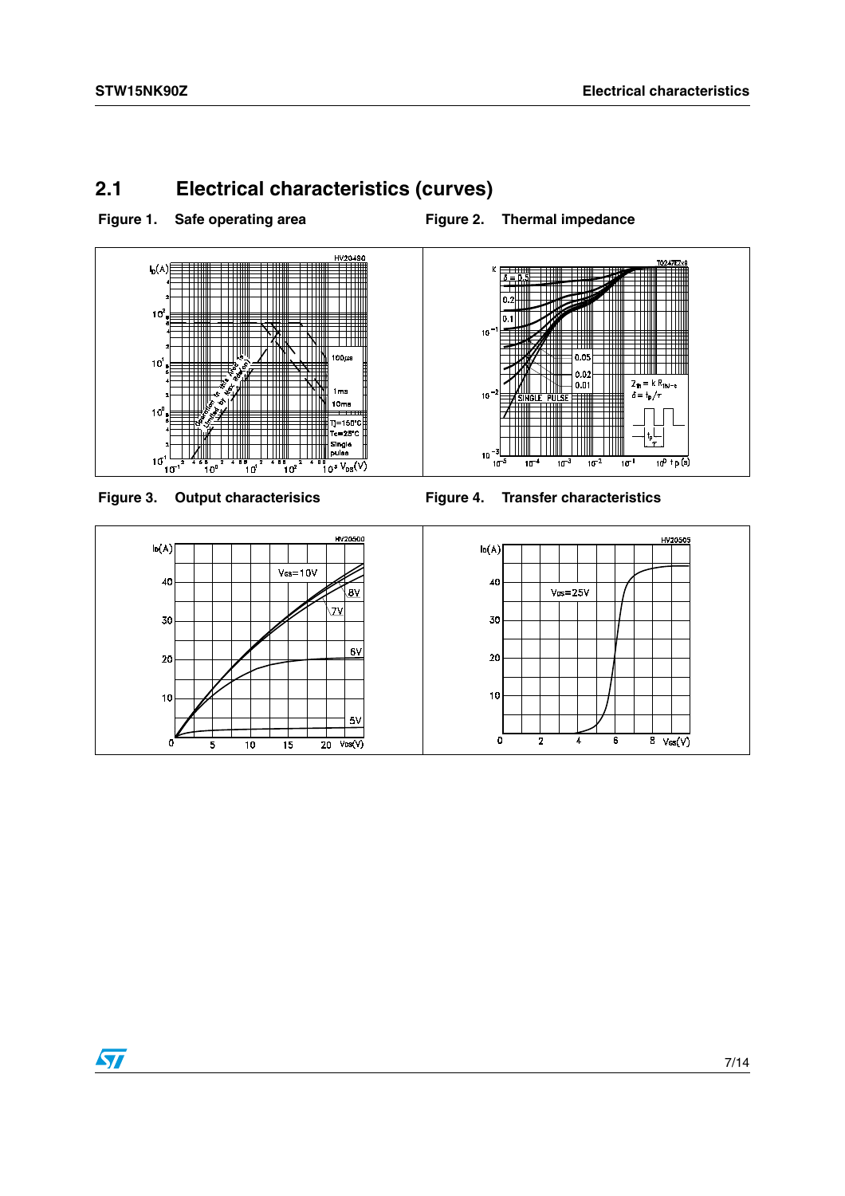## 2.1 Electrical characteristics (curves)

**Figure 1. Safe operating area**

**Figure 2. Thermal impedance**

**Figure 3. Output characteristics**

**Figure 4. Transfer characteristics**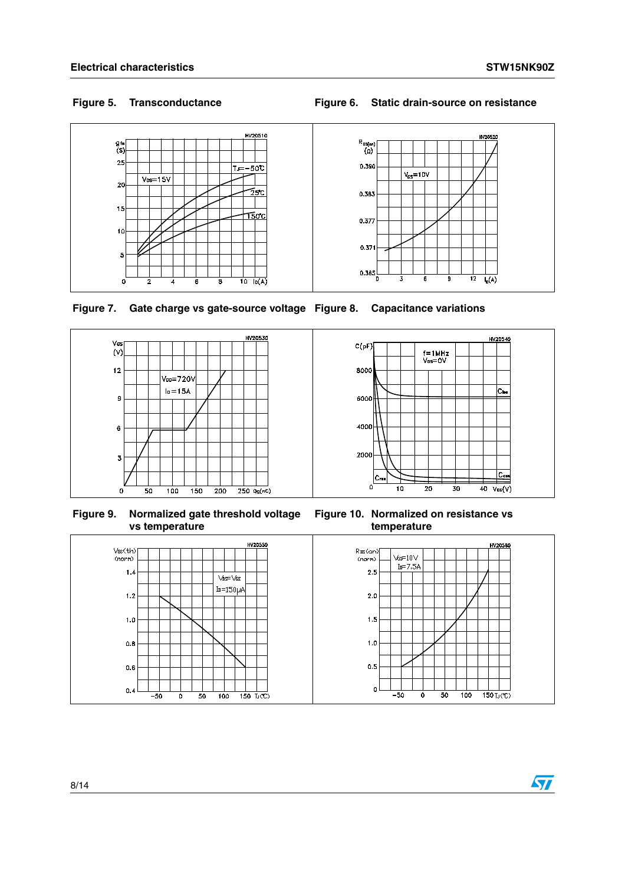Figure 5. Transconductance

Figure 6. Static drain-source on resistance

Figure 7. Gate charge vs gate-source voltage

Figure 8. Capacitance variations

Figure 9. Normalized gate threshold voltage vs temperature

Figure 10. Normalized on resistance vs temperature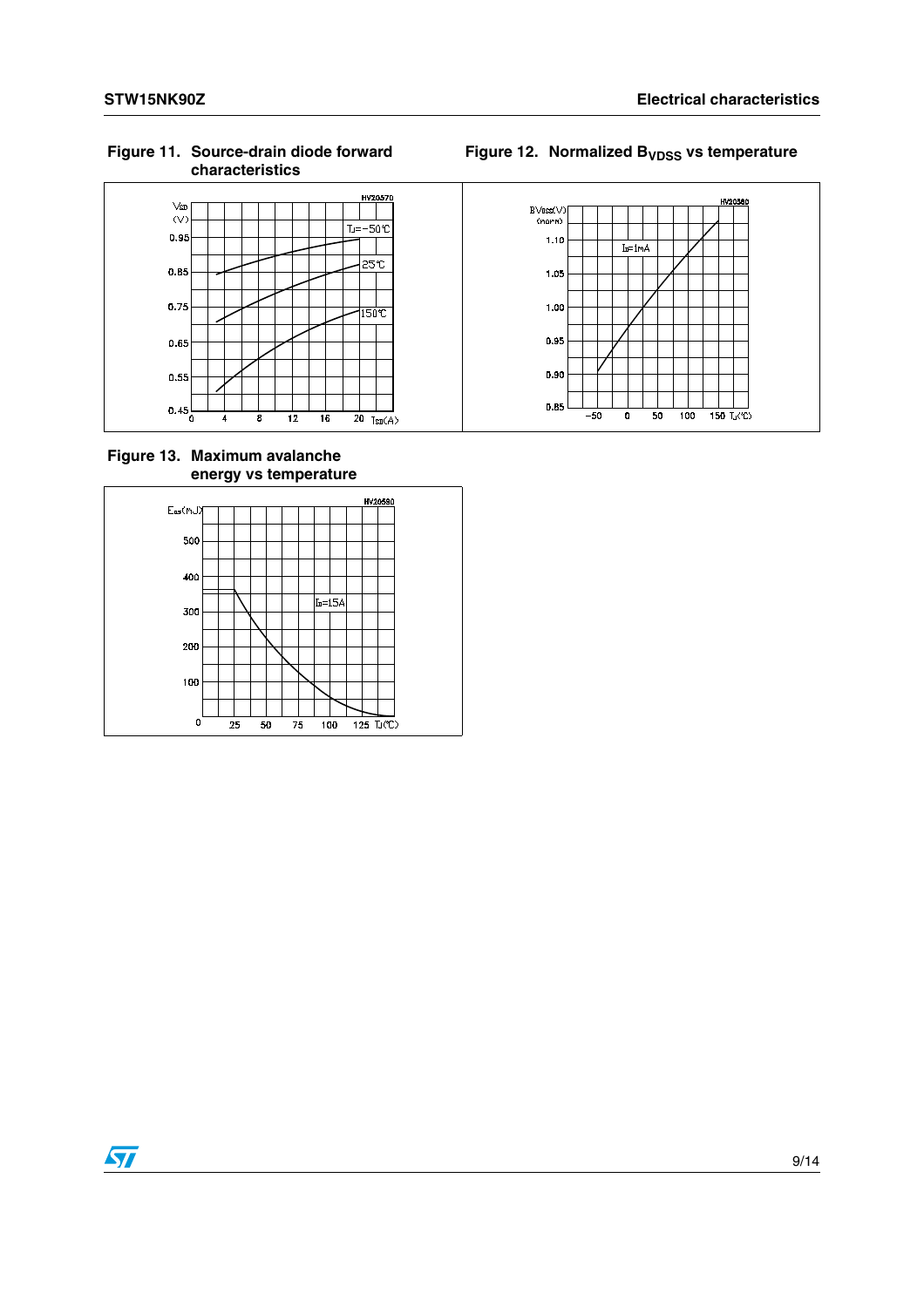**Figure 11. Source-drain diode forward characteristics**

**Figure 12. Normalized $B_{VDSS}$ vs temperature**

**Figure 13. Maximum avalanche energy vs temperature**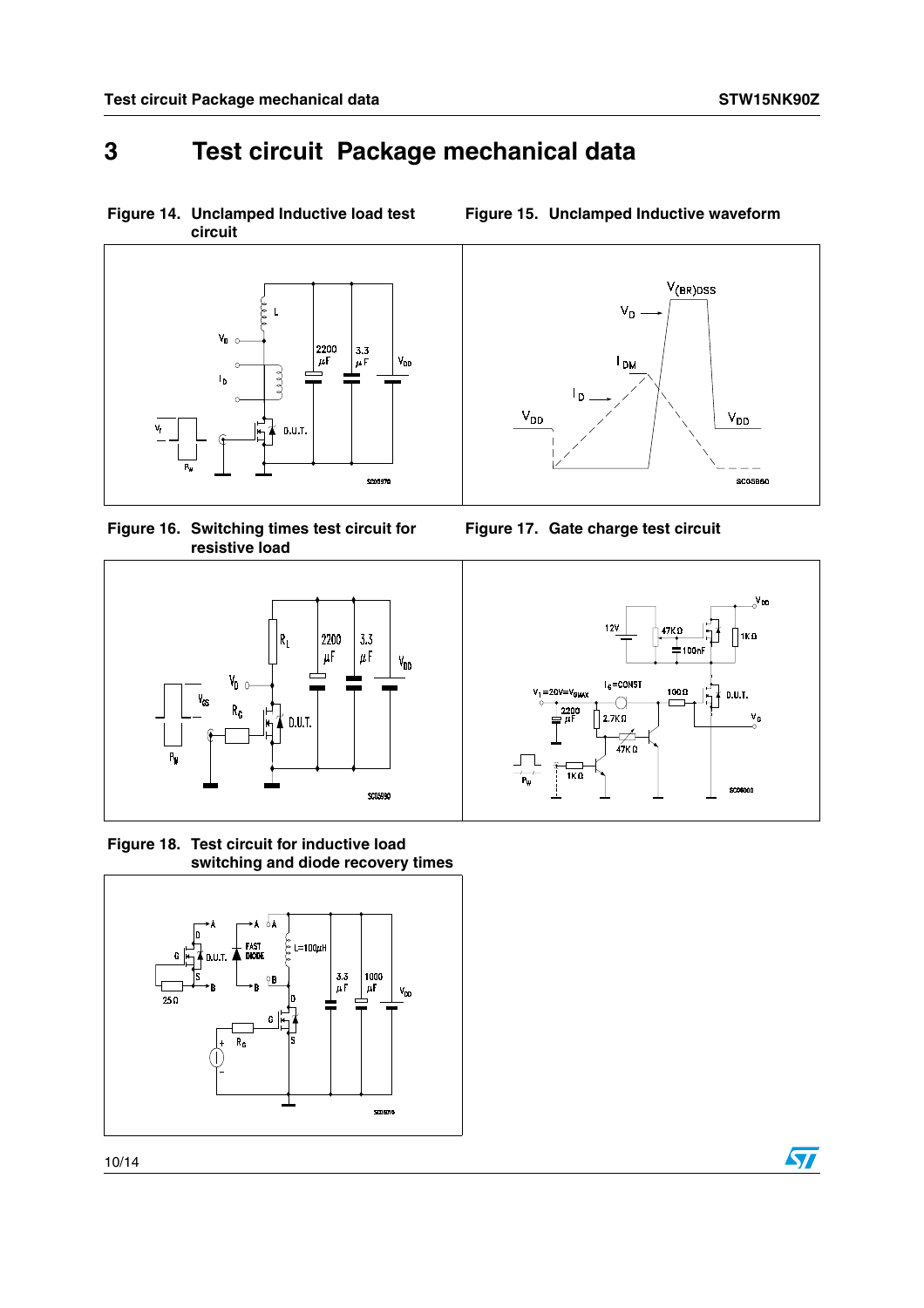# 3 Test circuit Package mechanical data

Figure 14. Unclamped Inductive load test circuit

Figure 15. Unclamped Inductive waveform

Figure 16. Switching times test circuit for resistive load

Figure 17. Gate charge test circuit

Figure 18. Test circuit for inductive load switching and diode recovery times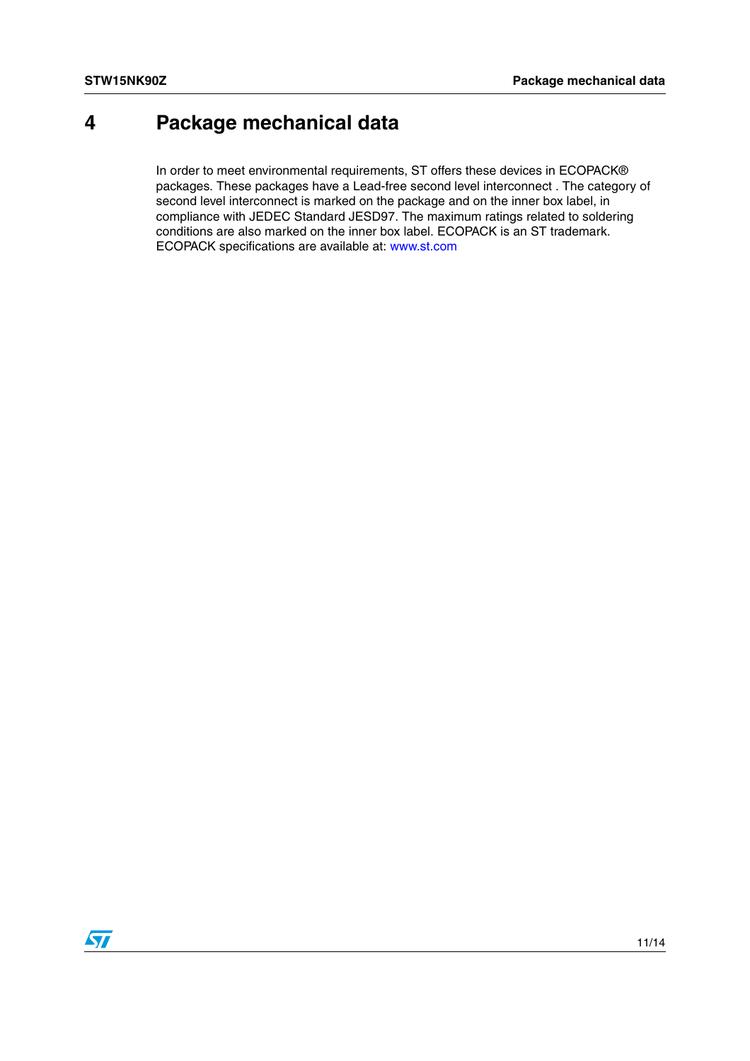# 4 Package mechanical data

In order to meet environmental requirements, ST offers these devices in ECOPACK® packages. These packages have a Lead-free second level interconnect . The category of second level interconnect is marked on the package and on the inner box label, in compliance with JEDEC Standard JESD97. The maximum ratings related to soldering conditions are also marked on the inner box label. ECOPACK is an ST trademark. ECOPACK specifications are available at: www.st.com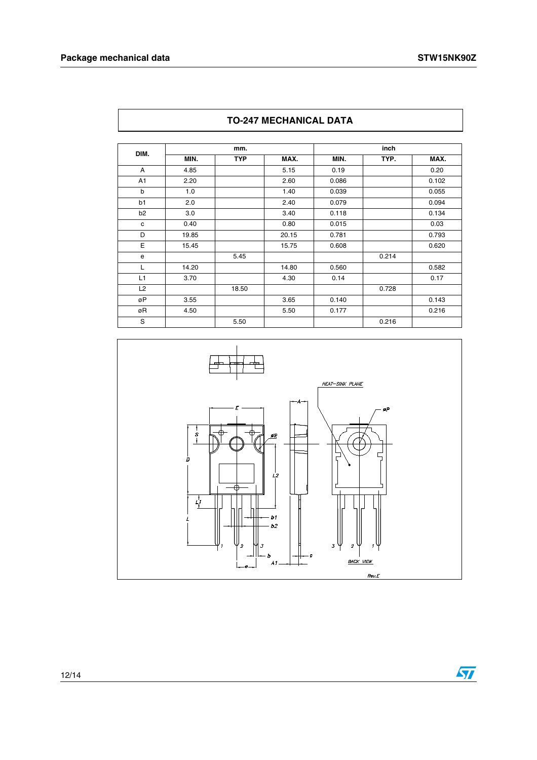## TO-247 MECHANICAL DATA

| DIM. | mm. | | | inch | | |
|---|---|---|---|---|---|---|
| | MIN. | TYP | MAX. | MIN. | TYP. | MAX. |
| A | 4.85 | | 5.15 | 0.19 | | 0.20 |
| A1 | 2.20 | | 2.60 | 0.086 | | 0.102 |
| b | 1.0 | | 1.40 | 0.039 | | 0.055 |
| b1 | 2.0 | | 2.40 | 0.079 | | 0.094 |
| b2 | 3.0 | | 3.40 | 0.118 | | 0.134 |
| c | 0.40 | | 0.80 | 0.015 | | 0.03 |
| D | 19.85 | | 20.15 | 0.781 | | 0.793 |
| E | 15.45 | | 15.75 | 0.608 | | 0.620 |
| e | | 5.45 | | | 0.214 | |
| L | 14.20 | | 14.80 | 0.560 | | 0.582 |
| L1 | 3.70 | | 4.30 | 0.14 | | 0.17 |
| L2 | | 18.50 | | | 0.728 | |
| øP | 3.55 | | 3.65 | 0.140 | | 0.143 |
| øR | 4.50 | | 5.50 | 0.177 | | 0.216 |
| S | | 5.50 | | | 0.216 | |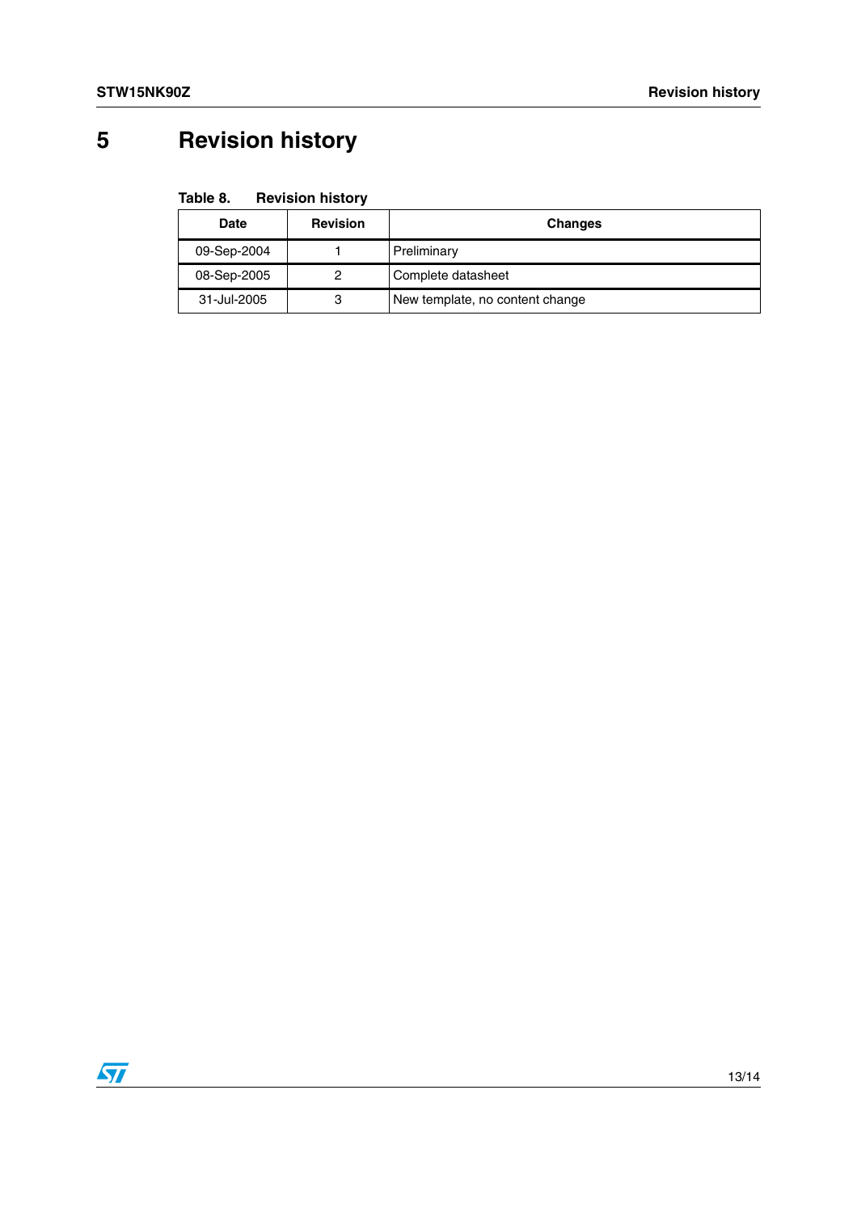# 5 Revision history

Table 8. Revision history

| Date | Revision | Changes |
| --- | --- | --- |
| 09-Sep-2004 | 1 | Preliminary |
| 08-Sep-2005 | 2 | Complete datasheet |
| 31-Jul-2005 | 3 | New template, no content change |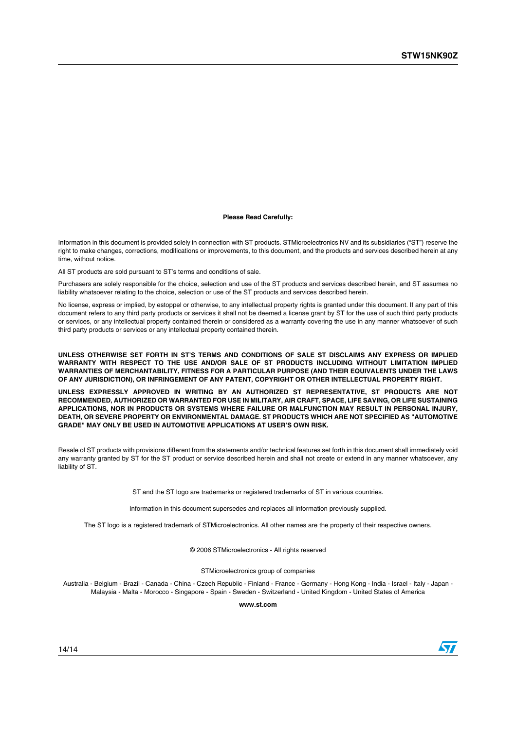**Please Read Carefully:**

Information in this document is provided solely in connection with ST products. STMicroelectronics NV and its subsidiaries ("ST") reserve the right to make changes, corrections, modifications or improvements, to this document, and the products and services described herein at any time, without notice.

All ST products are sold pursuant to ST's terms and conditions of sale.

Purchasers are solely responsible for the choice, selection and use of the ST products and services described herein, and ST assumes no liability whatsoever relating to the choice, selection or use of the ST products and services described herein.

No license, express or implied, by estoppel or otherwise, to any intellectual property rights is granted under this document. If any part of this document refers to any third party products or services it shall not be deemed a license grant by ST for the use of such third party products or services, or any intellectual property contained therein or considered as a warranty covering the use in any manner whatsoever of such third party products or services or any intellectual property contained therein.

**UNLESS OTHERWISE SET FORTH IN ST'S TERMS AND CONDITIONS OF SALE ST DISCLAIMS ANY EXPRESS OR IMPLIED WARRANTY WITH RESPECT TO THE USE AND/OR SALE OF ST PRODUCTS INCLUDING WITHOUT LIMITATION IMPLIED WARRANTIES OF MERCHANTABILITY, FITNESS FOR A PARTICULAR PURPOSE (AND THEIR EQUIVALENTS UNDER THE LAWS OF ANY JURISDICTION), OR INFRINGEMENT OF ANY PATENT, COPYRIGHT OR OTHER INTELLECTUAL PROPERTY RIGHT.**

**UNLESS EXPRESSLY APPROVED IN WRITING BY AN AUTHORIZED ST REPRESENTATIVE, ST PRODUCTS ARE NOT RECOMMENDED, AUTHORIZED OR WARRANTED FOR USE IN MILITARY, AIR CRAFT, SPACE, LIFE SAVING, OR LIFE SUSTAINING APPLICATIONS, NOR IN PRODUCTS OR SYSTEMS WHERE FAILURE OR MALFUNCTION MAY RESULT IN PERSONAL INJURY, DEATH, OR SEVERE PROPERTY OR ENVIRONMENTAL DAMAGE. ST PRODUCTS WHICH ARE NOT SPECIFIED AS "AUTOMOTIVE GRADE" MAY ONLY BE USED IN AUTOMOTIVE APPLICATIONS AT USER'S OWN RISK.**

Resale of ST products with provisions different from the statements and/or technical features set forth in this document shall immediately void any warranty granted by ST for the ST product or service described herein and shall not create or extend in any manner whatsoever, any liability of ST.

ST and the ST logo are trademarks or registered trademarks of ST in various countries.

Information in this document supersedes and replaces all information previously supplied.

The ST logo is a registered trademark of STMicroelectronics. All other names are the property of their respective owners.

© 2006 STMicroelectronics - All rights reserved

STMicroelectronics group of companies

Australia - Belgium - Brazil - Canada - China - Czech Republic - Finland - France - Germany - Hong Kong - India - Israel - Italy - Japan - Malaysia - Malta - Morocco - Singapore - Spain - Sweden - Switzerland - United Kingdom - United States of America

**www.st.com**